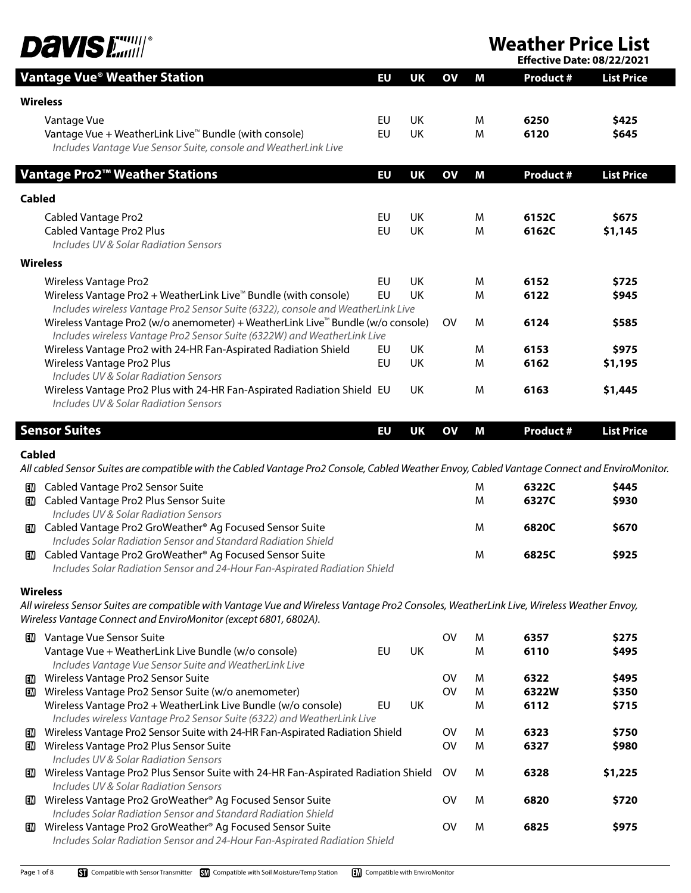# Davis

# Weather Price List

**Effective Date: 08/22/2021**

## Vantage Vue® Weather Station

| Vantage Vue® Weather Station | EU | UK | OV | M | Product # | List Price |
|---|---|---|---|---|---|---|
| **Wireless** | | | | | | |
| Vantage Vue | EU | UK | | M | **6250** | **$425** |
| Vantage Vue + WeatherLink Live™ Bundle (with console)<br>*Includes Vantage Vue Sensor Suite, console and WeatherLink Live* | EU | UK | | M | **6120** | **$645** |

## Vantage Pro2™ Weather Stations

| Vantage Pro2™ Weather Stations | EU | UK | OV | M | Product # | List Price |
|---|---|---|---|---|---|---|
| **Cabled** | | | | | | |
| Cabled Vantage Pro2 | EU | UK | | M | **6152C** | **$675** |
| Cabled Vantage Pro2 Plus<br>*Includes UV & Solar Radiation Sensors* | EU | UK | | M | **6162C** | **$1,145** |
| **Wireless** | | | | | | |
| Wireless Vantage Pro2 | EU | UK | | M | **6152** | **$725** |
| Wireless Vantage Pro2 + WeatherLink Live™ Bundle (with console)<br>*Includes wireless Vantage Pro2 Sensor Suite (6322), console and WeatherLink Live* | EU | UK | | M | **6122** | **$945** |
| Wireless Vantage Pro2 (w/o anemometer) + WeatherLink Live™ Bundle (w/o console)<br>*Includes wireless Vantage Pro2 Sensor Suite (6322W) and WeatherLink Live* | | | OV | M | **6124** | **$585** |
| Wireless Vantage Pro2 with 24-HR Fan-Aspirated Radiation Shield | EU | UK | | M | **6153** | **$975** |
| Wireless Vantage Pro2 Plus<br>*Includes UV & Solar Radiation Sensors* | EU | UK | | M | **6162** | **$1,195** |
| Wireless Vantage Pro2 Plus with 24-HR Fan-Aspirated Radiation Shield<br>*Includes UV & Solar Radiation Sensors* | EU | UK | | M | **6163** | **$1,445** |

## Sensor Suites

| Sensor Suites | EU | UK | OV | M | Product # | List Price |
|---|---|---|---|---|---|---|
| **Cabled**<br>*All cabled Sensor Suites are compatible with the Cabled Vantage Pro2 Console, Cabled Weather Envoy, Cabled Vantage Connect and EnviroMonitor.* | | | | | | |
| EM Cabled Vantage Pro2 Sensor Suite | | | | M | **6322C** | **$445** |
| EM Cabled Vantage Pro2 Plus Sensor Suite<br>*Includes UV & Solar Radiation Sensors* | | | | M | **6327C** | **$930** |
| EM Cabled Vantage Pro2 GroWeather® Ag Focused Sensor Suite<br>*Includes Solar Radiation Sensor and Standard Radiation Shield* | | | | M | **6820C** | **$670** |
| EM Cabled Vantage Pro2 GroWeather® Ag Focused Sensor Suite<br>*Includes Solar Radiation Sensor and 24-Hour Fan-Aspirated Radiation Shield* | | | | M | **6825C** | **$925** |
| **Wireless**<br>*All wireless Sensor Suites are compatible with Vantage Vue and Wireless Vantage Pro2 Consoles, WeatherLink Live, Wireless Weather Envoy, Wireless Vantage Connect and EnviroMonitor (except 6801, 6802A).* | | | | | | |
| EM Vantage Vue Sensor Suite | | | OV | M | **6357** | **$275** |
| Vantage Vue + WeatherLink Live Bundle (w/o console)<br>*Includes Vantage Vue Sensor Suite and WeatherLink Live* | EU | UK | | M | **6110** | **$495** |
| EM Wireless Vantage Pro2 Sensor Suite | | | OV | M | **6322** | **$495** |
| EM Wireless Vantage Pro2 Sensor Suite (w/o anemometer) | | | OV | M | **6322W** | **$350** |
| Wireless Vantage Pro2 + WeatherLink Live Bundle (w/o console)<br>*Includes wireless Vantage Pro2 Sensor Suite (6322) and WeatherLink Live* | EU | UK | | M | **6112** | **$715** |
| EM Wireless Vantage Pro2 Sensor Suite with 24-HR Fan-Aspirated Radiation Shield | | | OV | M | **6323** | **$750** |
| EM Wireless Vantage Pro2 Plus Sensor Suite<br>*Includes UV & Solar Radiation Sensors* | | | OV | M | **6327** | **$980** |
| EM Wireless Vantage Pro2 Plus Sensor Suite with 24-HR Fan-Aspirated Radiation Shield<br>*Includes UV & Solar Radiation Sensors* | | | OV | M | **6328** | **$1,225** |
| EM Wireless Vantage Pro2 GroWeather® Ag Focused Sensor Suite<br>*Includes Solar Radiation Sensor and Standard Radiation Shield* | | | OV | M | **6820** | **$720** |
| EM Wireless Vantage Pro2 GroWeather® Ag Focused Sensor Suite<br>*Includes Solar Radiation Sensor and 24-Hour Fan-Aspirated Radiation Shield* | | | OV | M | **6825** | **$975** |

ST Compatible with Sensor Transmitter SM Compatible with Soil Moisture/Temp Station EM Compatible with EnviroMonitor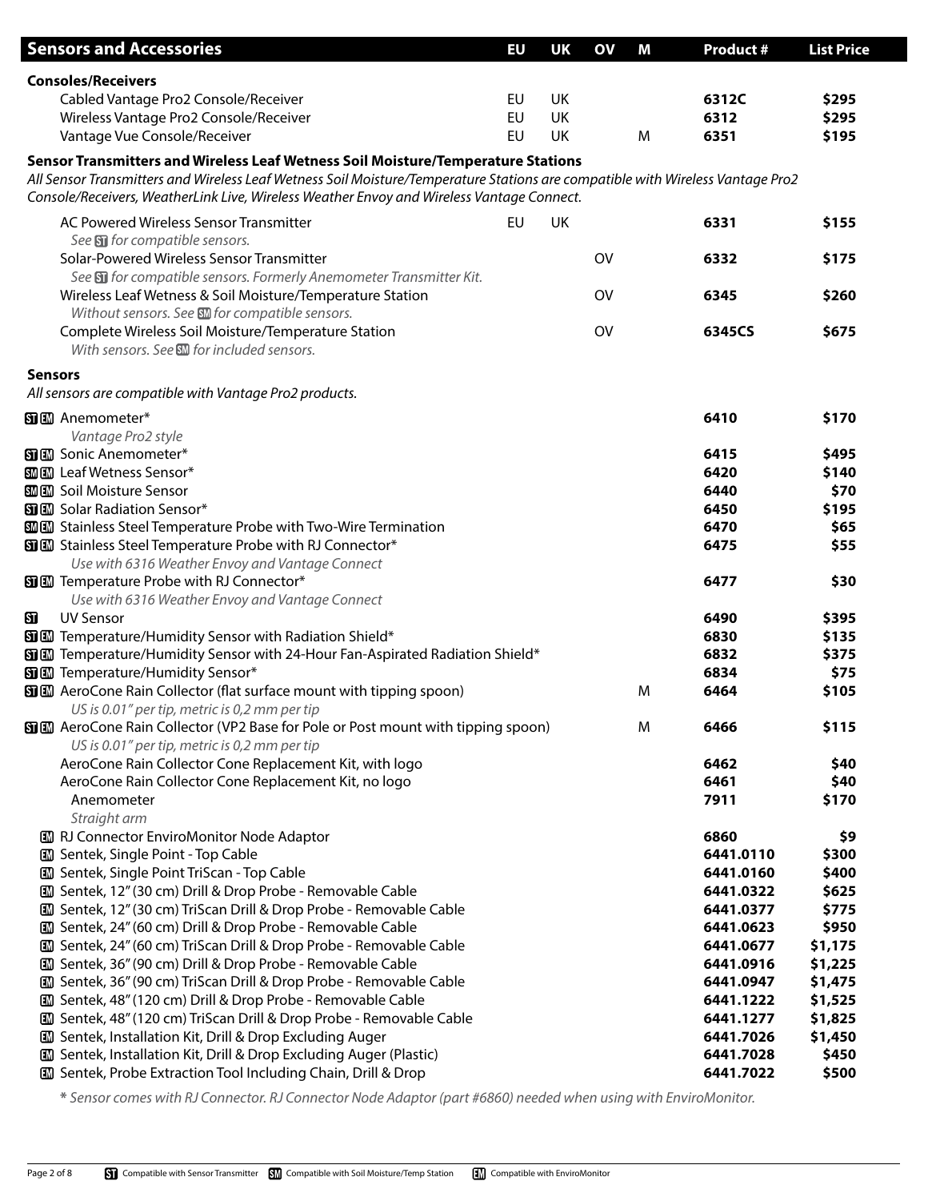| Sensors and Accessories | EU | UK | OV | M | Product # | List Price |
|---|---|---|---|---|---|---|
| **Consoles/Receivers** | | | | | | |
| Cabled Vantage Pro2 Console/Receiver | EU | UK | | | **6312C** | **$295** |
| Wireless Vantage Pro2 Console/Receiver | EU | UK | | | **6312** | **$295** |
| Vantage Vue Console/Receiver | EU | UK | | M | **6351** | **$195** |
| **Sensor Transmitters and Wireless Leaf Wetness Soil Moisture/Temperature Stations** | | | | | | |
| *All Sensor Transmitters and Wireless Leaf Wetness Soil Moisture/Temperature Stations are compatible with Wireless Vantage Pro2 Console/Receivers, WeatherLink Live, Wireless Weather Envoy and Wireless Vantage Connect.* | | | | | | |
| AC Powered Wireless Sensor Transmitter *See ST for compatible sensors.* | EU | UK | | | **6331** | **$155** |
| Solar-Powered Wireless Sensor Transmitter *See ST for compatible sensors. Formerly Anemometer Transmitter Kit.* | | | OV | | **6332** | **$175** |
| Wireless Leaf Wetness & Soil Moisture/Temperature Station *Without sensors. See SM for compatible sensors.* | | | OV | | **6345** | **$260** |
| Complete Wireless Soil Moisture/Temperature Station *With sensors. See SM for included sensors.* | | | OV | | **6345CS** | **$675** |
| **Sensors** | | | | | | |
| *All sensors are compatible with Vantage Pro2 products.* | | | | | | |
| ST EM Anemometer* *Vantage Pro2 style* | | | | | **6410** | **$170** |
| ST EM Sonic Anemometer* | | | | | **6415** | **$495** |
| SM EM Leaf Wetness Sensor* | | | | | **6420** | **$140** |
| SM EM Soil Moisture Sensor | | | | | **6440** | **$70** |
| ST EM Solar Radiation Sensor* | | | | | **6450** | **$195** |
| SM EM Stainless Steel Temperature Probe with Two-Wire Termination | | | | | **6470** | **$65** |
| ST EM Stainless Steel Temperature Probe with RJ Connector* *Use with 6316 Weather Envoy and Vantage Connect* | | | | | **6475** | **$55** |
| ST EM Temperature Probe with RJ Connector* *Use with 6316 Weather Envoy and Vantage Connect* | | | | | **6477** | **$30** |
| ST UV Sensor | | | | | **6490** | **$395** |
| ST EM Temperature/Humidity Sensor with Radiation Shield* | | | | | **6830** | **$135** |
| ST EM Temperature/Humidity Sensor with 24-Hour Fan-Aspirated Radiation Shield* | | | | | **6832** | **$375** |
| ST EM Temperature/Humidity Sensor* | | | | | **6834** | **$75** |
| ST EM AeroCone Rain Collector (flat surface mount with tipping spoon) *US is 0.01" per tip, metric is 0,2 mm per tip* | | | | M | **6464** | **$105** |
| ST EM AeroCone Rain Collector (VP2 Base for Pole or Post mount with tipping spoon) *US is 0.01" per tip, metric is 0,2 mm per tip* | | | | M | **6466** | **$115** |
| AeroCone Rain Collector Cone Replacement Kit, with logo | | | | | **6462** | **$40** |
| AeroCone Rain Collector Cone Replacement Kit, no logo | | | | | **6461** | **$40** |
| Anemometer *Straight arm* | | | | | **7911** | **$170** |
| EM RJ Connector EnviroMonitor Node Adaptor | | | | | **6860** | **$9** |
| EM Sentek, Single Point - Top Cable | | | | | **6441.0110** | **$300** |
| EM Sentek, Single Point TriScan - Top Cable | | | | | **6441.0160** | **$400** |
| EM Sentek, 12" (30 cm) Drill & Drop Probe - Removable Cable | | | | | **6441.0322** | **$625** |
| EM Sentek, 12" (30 cm) TriScan Drill & Drop Probe - Removable Cable | | | | | **6441.0377** | **$775** |
| EM Sentek, 24" (60 cm) Drill & Drop Probe - Removable Cable | | | | | **6441.0623** | **$950** |
| EM Sentek, 24" (60 cm) TriScan Drill & Drop Probe - Removable Cable | | | | | **6441.0677** | **$1,175** |
| EM Sentek, 36" (90 cm) Drill & Drop Probe - Removable Cable | | | | | **6441.0916** | **$1,225** |
| EM Sentek, 36" (90 cm) TriScan Drill & Drop Probe - Removable Cable | | | | | **6441.0947** | **$1,475** |
| EM Sentek, 48" (120 cm) Drill & Drop Probe - Removable Cable | | | | | **6441.1222** | **$1,525** |
| EM Sentek, 48" (120 cm) TriScan Drill & Drop Probe - Removable Cable | | | | | **6441.1277** | **$1,825** |
| EM Sentek, Installation Kit, Drill & Drop Excluding Auger | | | | | **6441.7026** | **$1,450** |
| EM Sentek, Installation Kit, Drill & Drop Excluding Auger (Plastic) | | | | | **6441.7028** | **$450** |
| EM Sentek, Probe Extraction Tool Including Chain, Drill & Drop | | | | | **6441.7022** | **$500** |

*\* Sensor comes with RJ Connector. RJ Connector Node Adaptor (part #6860) needed when using with EnviroMonitor.*

ST Compatible with Sensor Transmitter  SM Compatible with Soil Moisture/Temp Station  EM Compatible with EnviroMonitor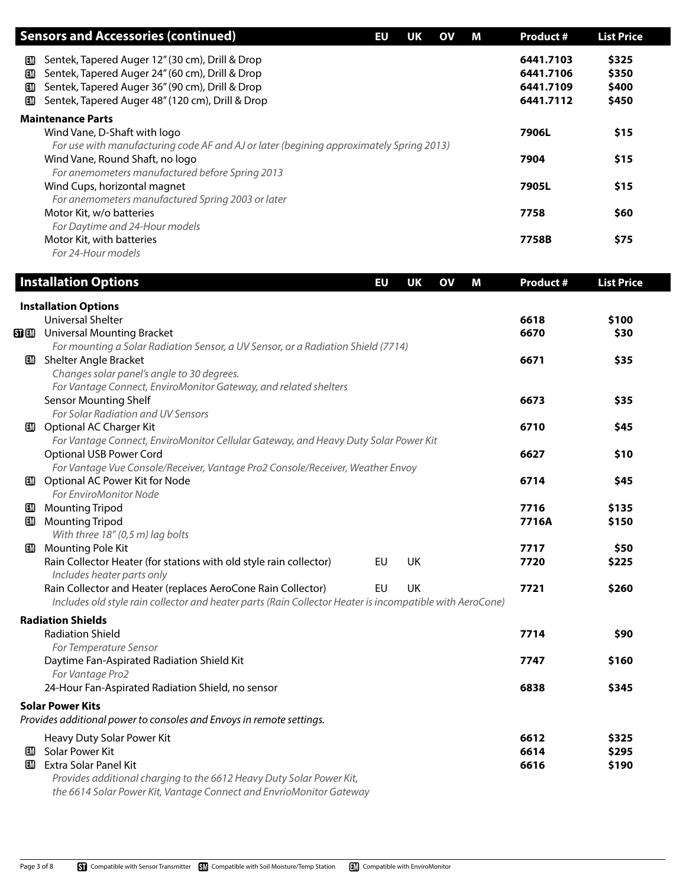| Sensors and Accessories (continued) | EU | UK | OV | M | Product # | List Price |
|---|---|---|---|---|---|---|
| EM Sentek, Tapered Auger 12" (30 cm), Drill & Drop | | | | | 6441.7103 | $325 |
| EM Sentek, Tapered Auger 24" (60 cm), Drill & Drop | | | | | 6441.7106 | $350 |
| EM Sentek, Tapered Auger 36" (90 cm), Drill & Drop | | | | | 6441.7109 | $400 |
| EM Sentek, Tapered Auger 48" (120 cm), Drill & Drop | | | | | 6441.7112 | $450 |
| **Maintenance Parts** | | | | | | |
| Wind Vane, D-Shaft with logo<br>*For use with manufacturing code AF and AJ or later (begining approximately Spring 2013)* | | | | | 7906L | $15 |
| Wind Vane, Round Shaft, no logo<br>*For anemometers manufactured before Spring 2013* | | | | | 7904 | $15 |
| Wind Cups, horizontal magnet<br>*For anemometers manufactured Spring 2003 or later* | | | | | 7905L | $15 |
| Motor Kit, w/o batteries<br>*For Daytime and 24-Hour models* | | | | | 7758 | $60 |
| Motor Kit, with batteries<br>*For 24-Hour models* | | | | | 7758B | $75 |

| Installation Options | EU | UK | OV | M | Product # | List Price |
|---|---|---|---|---|---|---|
| **Installation Options** | | | | | | |
| Universal Shelter | | | | | 6618 | $100 |
| ST EM Universal Mounting Bracket<br>*For mounting a Solar Radiation Sensor, a UV Sensor, or a Radiation Shield (7714)* | | | | | 6670 | $30 |
| EM Shelter Angle Bracket<br>*Changes solar panel's angle to 30 degrees.*<br>*For Vantage Connect, EnviroMonitor Gateway, and related shelters* | | | | | 6671 | $35 |
| Sensor Mounting Shelf<br>*For Solar Radiation and UV Sensors* | | | | | 6673 | $35 |
| EM Optional AC Charger Kit<br>*For Vantage Connect, EnviroMonitor Cellular Gateway, and Heavy Duty Solar Power Kit* | | | | | 6710 | $45 |
| Optional USB Power Cord<br>*For Vantage Vue Console/Receiver, Vantage Pro2 Console/Receiver, Weather Envoy* | | | | | 6627 | $10 |
| EM Optional AC Power Kit for Node<br>*For EnviroMonitor Node* | | | | | 6714 | $45 |
| EM Mounting Tripod | | | | | 7716 | $135 |
| EM Mounting Tripod<br>*With three 18" (0,5 m) lag bolts* | | | | | 7716A | $150 |
| EM Mounting Pole Kit | | | | | 7717 | $50 |
| Rain Collector Heater (for stations with old style rain collector)<br>*Includes heater parts only* | EU | UK | | | 7720 | $225 |
| Rain Collector and Heater (replaces AeroCone Rain Collector)<br>*Includes old style rain collector and heater parts (Rain Collector Heater is incompatible with AeroCone)* | EU | UK | | | 7721 | $260 |
| **Radiation Shields** | | | | | | |
| Radiation Shield<br>*For Temperature Sensor* | | | | | 7714 | $90 |
| Daytime Fan-Aspirated Radiation Shield Kit<br>*For Vantage Pro2* | | | | | 7747 | $160 |
| 24-Hour Fan-Aspirated Radiation Shield, no sensor | | | | | 6838 | $345 |
| **Solar Power Kits**<br>*Provides additional power to consoles and Envoys in remote settings.* | | | | | | |
| Heavy Duty Solar Power Kit | | | | | 6612 | $325 |
| EM Solar Power Kit | | | | | 6614 | $295 |
| EM Extra Solar Panel Kit<br>*Provides additional charging to the 6612 Heavy Duty Solar Power Kit, the 6614 Solar Power Kit, Vantage Connect and EnvrioMonitor Gateway* | | | | | 6616 | $190 |

ST Compatible with Sensor Transmitter SM Compatible with Soil Moisture/Temp Station EM Compatible with EnviroMonitor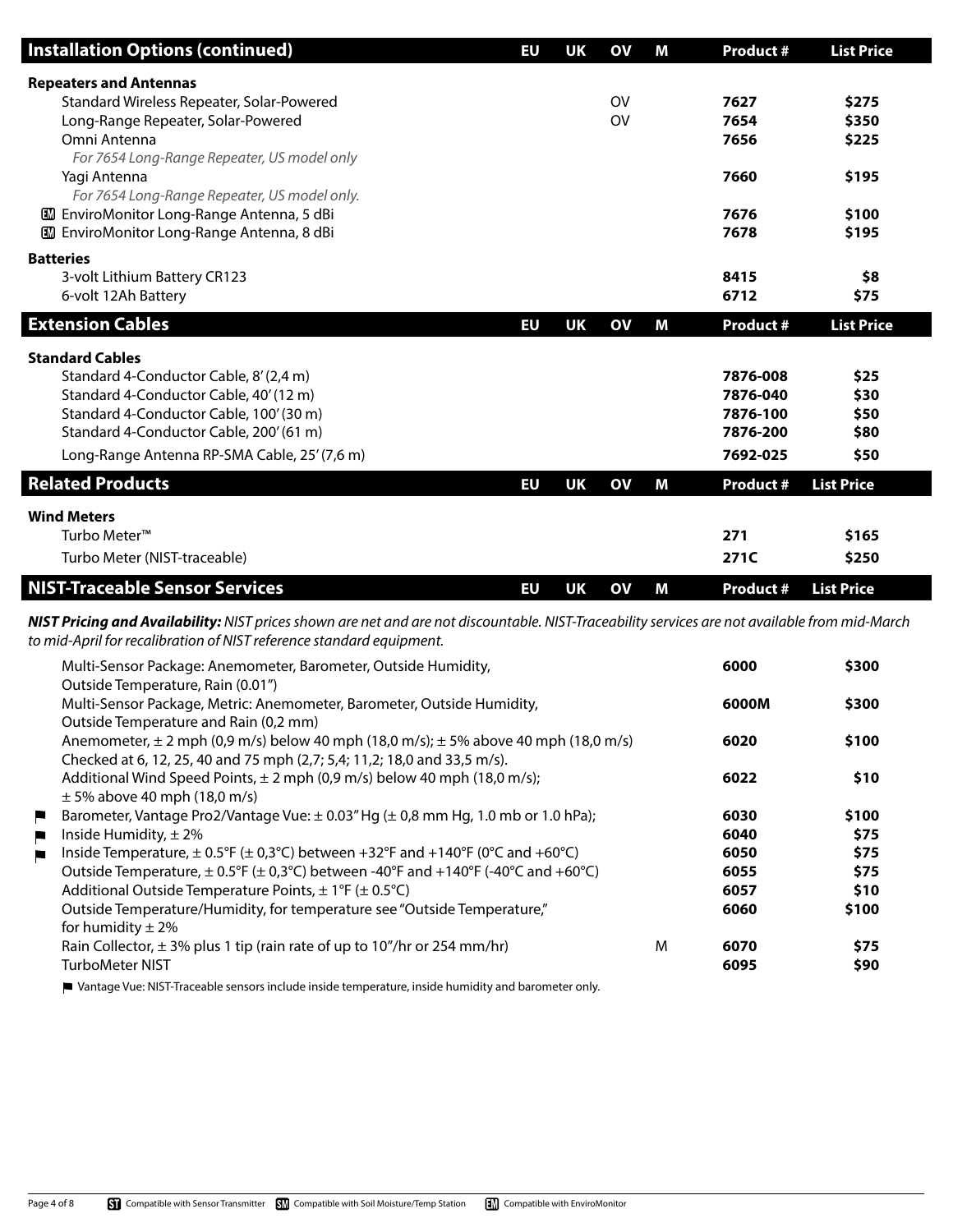## Installation Options (continued)

| Installation Options (continued) | EU | UK | OV | M | Product # | List Price |
|---|---|---|---|---|---|---|
| **Repeaters and Antennas** | | | | | | |
| Standard Wireless Repeater, Solar-Powered | | | OV | | **7627** | **$275** |
| Long-Range Repeater, Solar-Powered | | | OV | | **7654** | **$350** |
| Omni Antenna *For 7654 Long-Range Repeater, US model only* | | | | | **7656** | **$225** |
| Yagi Antenna *For 7654 Long-Range Repeater, US model only.* | | | | | **7660** | **$195** |
| EM EnviroMonitor Long-Range Antenna, 5 dBi | | | | | **7676** | **$100** |
| EM EnviroMonitor Long-Range Antenna, 8 dBi | | | | | **7678** | **$195** |
| **Batteries** | | | | | | |
| 3-volt Lithium Battery CR123 | | | | | **8415** | **$8** |
| 6-volt 12Ah Battery | | | | | **6712** | **$75** |

## Extension Cables

| Extension Cables | EU | UK | OV | M | Product # | List Price |
|---|---|---|---|---|---|---|
| **Standard Cables** | | | | | | |
| Standard 4-Conductor Cable, 8' (2,4 m) | | | | | **7876-008** | **$25** |
| Standard 4-Conductor Cable, 40' (12 m) | | | | | **7876-040** | **$30** |
| Standard 4-Conductor Cable, 100' (30 m) | | | | | **7876-100** | **$50** |
| Standard 4-Conductor Cable, 200' (61 m) | | | | | **7876-200** | **$80** |
| Long-Range Antenna RP-SMA Cable, 25' (7,6 m) | | | | | **7692-025** | **$50** |

## Related Products

| Related Products | EU | UK | OV | M | Product # | List Price |
|---|---|---|---|---|---|---|
| **Wind Meters** | | | | | | |
| Turbo Meter™ | | | | | **271** | **$165** |
| Turbo Meter (NIST-traceable) | | | | | **271C** | **$250** |

## NIST-Traceable Sensor Services

***NIST Pricing and Availability:*** *NIST prices shown are net and are not discountable. NIST-Traceability services are not available from mid-March to mid-April for recalibration of NIST reference standard equipment.*

| NIST-Traceable Sensor Services | EU | UK | OV | M | Product # | List Price |
|---|---|---|---|---|---|---|
| Multi-Sensor Package: Anemometer, Barometer, Outside Humidity, Outside Temperature, Rain (0.01") | | | | | **6000** | **$300** |
| Multi-Sensor Package, Metric: Anemometer, Barometer, Outside Humidity, Outside Temperature and Rain (0,2 mm) | | | | | **6000M** | **$300** |
| Anemometer, ± 2 mph (0,9 m/s) below 40 mph (18,0 m/s); ± 5% above 40 mph (18,0 m/s) Checked at 6, 12, 25, 40 and 75 mph (2,7; 5,4; 11,2; 18,0 and 33,5 m/s). | | | | | **6020** | **$100** |
| Additional Wind Speed Points, ± 2 mph (0,9 m/s) below 40 mph (18,0 m/s); ± 5% above 40 mph (18,0 m/s) | | | | | **6022** | **$10** |
| ⚑ Barometer, Vantage Pro2/Vantage Vue: ± 0.03" Hg (± 0,8 mm Hg, 1.0 mb or 1.0 hPa); | | | | | **6030** | **$100** |
| ⚑ Inside Humidity, ± 2% | | | | | **6040** | **$75** |
| ⚑ Inside Temperature, ± 0.5°F (± 0,3°C) between +32°F and +140°F (0°C and +60°C) | | | | | **6050** | **$75** |
| Outside Temperature, ± 0.5°F (± 0,3°C) between -40°F and +140°F (-40°C and +60°C) | | | | | **6055** | **$75** |
| Additional Outside Temperature Points, ± 1°F (± 0.5°C) | | | | | **6057** | **$10** |
| Outside Temperature/Humidity, for temperature see "Outside Temperature," for humidity ± 2% | | | | | **6060** | **$100** |
| Rain Collector, ± 3% plus 1 tip (rain rate of up to 10"/hr or 254 mm/hr) | | | | M | **6070** | **$75** |
| TurboMeter NIST | | | | | **6095** | **$90** |

⚑ Vantage Vue: NIST-Traceable sensors include inside temperature, inside humidity and barometer only.

ST Compatible with Sensor Transmitter SM Compatible with Soil Moisture/Temp Station EM Compatible with EnviroMonitor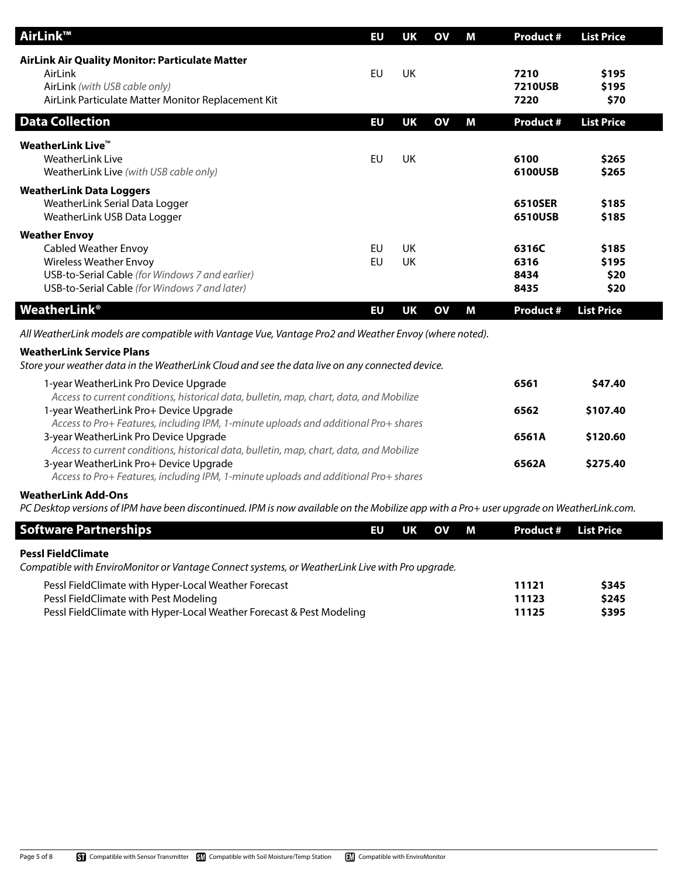| AirLink™ | EU | UK | OV | M | Product # | List Price |
|---|---|---|---|---|---|---|
| **AirLink Air Quality Monitor: Particulate Matter** | | | | | | |
| AirLink | EU | UK | | | **7210** | **$195** |
| AirLink *(with USB cable only)* | | | | | **7210USB** | **$195** |
| AirLink Particulate Matter Monitor Replacement Kit | | | | | **7220** | **$70** |

| Data Collection | EU | UK | OV | M | Product # | List Price |
|---|---|---|---|---|---|---|
| **WeatherLink Live™** | | | | | | |
| WeatherLink Live | EU | UK | | | **6100** | **$265** |
| WeatherLink Live *(with USB cable only)* | | | | | **6100USB** | **$265** |
| **WeatherLink Data Loggers** | | | | | | |
| WeatherLink Serial Data Logger | | | | | **6510SER** | **$185** |
| WeatherLink USB Data Logger | | | | | **6510USB** | **$185** |
| **Weather Envoy** | | | | | | |
| Cabled Weather Envoy | EU | UK | | | **6316C** | **$185** |
| Wireless Weather Envoy | EU | UK | | | **6316** | **$195** |
| USB-to-Serial Cable *(for Windows 7 and earlier)* | | | | | **8434** | **$20** |
| USB-to-Serial Cable *(for Windows 7 and later)* | | | | | **8435** | **$20** |

| WeatherLink® | EU | UK | OV | M | Product # | List Price |
|---|---|---|---|---|---|---|

*All WeatherLink models are compatible with Vantage Vue, Vantage Pro2 and Weather Envoy (where noted).*

**WeatherLink Service Plans**

*Store your weather data in the WeatherLink Cloud and see the data live on any connected device.*

| Item | Product # | List Price |
|---|---|---|
| 1-year WeatherLink Pro Device Upgrade<br>*Access to current conditions, historical data, bulletin, map, chart, data, and Mobilize* | **6561** | **$47.40** |
| 1-year WeatherLink Pro+ Device Upgrade<br>*Access to Pro+ Features, including IPM, 1-minute uploads and additional Pro+ shares* | **6562** | **$107.40** |
| 3-year WeatherLink Pro Device Upgrade<br>*Access to current conditions, historical data, bulletin, map, chart, data, and Mobilize* | **6561A** | **$120.60** |
| 3-year WeatherLink Pro+ Device Upgrade<br>*Access to Pro+ Features, including IPM, 1-minute uploads and additional Pro+ shares* | **6562A** | **$275.40** |

**WeatherLink Add-Ons**

*PC Desktop versions of IPM have been discontinued. IPM is now available on the Mobilize app with a Pro+ user upgrade on WeatherLink.com.*

| Software Partnerships | EU | UK | OV | M | Product # | List Price |
|---|---|---|---|---|---|---|

**Pessl FieldClimate**

*Compatible with EnviroMonitor or Vantage Connect systems, or WeatherLink Live with Pro upgrade.*

| Item | Product # | List Price |
|---|---|---|
| Pessl FieldClimate with Hyper-Local Weather Forecast | **11121** | **$345** |
| Pessl FieldClimate with Pest Modeling | **11123** | **$245** |
| Pessl FieldClimate with Hyper-Local Weather Forecast & Pest Modeling | **11125** | **$395** |

ST Compatible with Sensor Transmitter SM Compatible with Soil Moisture/Temp Station EM Compatible with EnviroMonitor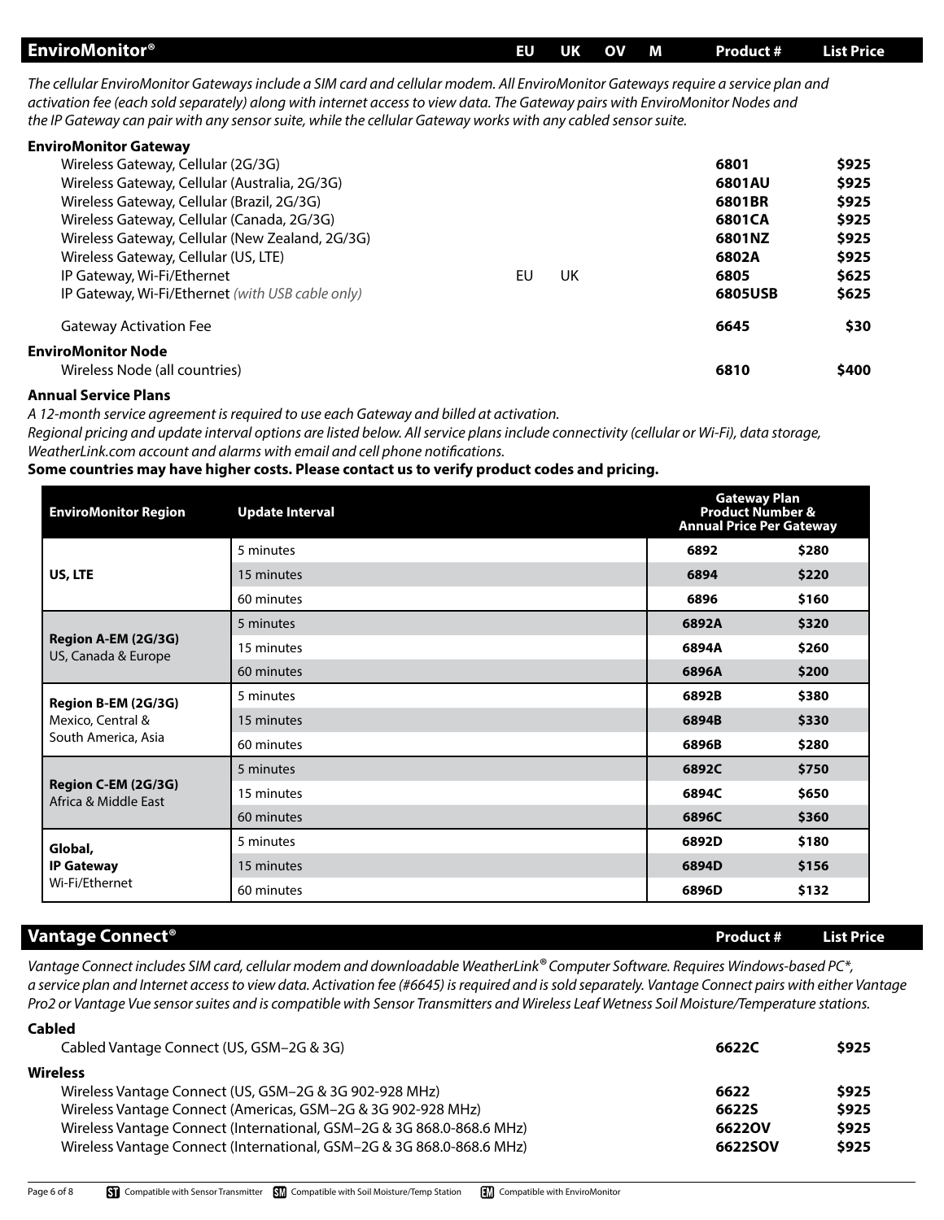## EnviroMonitor®

| EnviroMonitor® | EU | UK | OV | M | Product # | List Price |
|---|---|---|---|---|---|---|

*The cellular EnviroMonitor Gateways include a SIM card and cellular modem. All EnviroMonitor Gateways require a service plan and activation fee (each sold separately) along with internet access to view data. The Gateway pairs with EnviroMonitor Nodes and the IP Gateway can pair with any sensor suite, while the cellular Gateway works with any cabled sensor suite.*

**EnviroMonitor Gateway**

| Item | EU | UK | OV | M | Product # | List Price |
|---|---|---|---|---|---|---|
| Wireless Gateway, Cellular (2G/3G) | | | | | **6801** | **$925** |
| Wireless Gateway, Cellular (Australia, 2G/3G) | | | | | **6801AU** | **$925** |
| Wireless Gateway, Cellular (Brazil, 2G/3G) | | | | | **6801BR** | **$925** |
| Wireless Gateway, Cellular (Canada, 2G/3G) | | | | | **6801CA** | **$925** |
| Wireless Gateway, Cellular (New Zealand, 2G/3G) | | | | | **6801NZ** | **$925** |
| Wireless Gateway, Cellular (US, LTE) | | | | | **6802A** | **$925** |
| IP Gateway, Wi-Fi/Ethernet | EU | UK | | | **6805** | **$625** |
| IP Gateway, Wi-Fi/Ethernet *(with USB cable only)* | | | | | **6805USB** | **$625** |
| Gateway Activation Fee | | | | | **6645** | **$30** |

**EnviroMonitor Node**

| Item | EU | UK | OV | M | Product # | List Price |
|---|---|---|---|---|---|---|
| Wireless Node (all countries) | | | | | **6810** | **$400** |

**Annual Service Plans**

*A 12-month service agreement is required to use each Gateway and billed at activation.*

*Regional pricing and update interval options are listed below. All service plans include connectivity (cellular or Wi-Fi), data storage, WeatherLink.com account and alarms with email and cell phone notifications.*

**Some countries may have higher costs. Please contact us to verify product codes and pricing.**

| EnviroMonitor Region | Update Interval | Gateway Plan Product Number & Annual Price Per Gateway | |
|---|---|---|---|
| **US, LTE** | 5 minutes | **6892** | **$280** |
| | 15 minutes | **6894** | **$220** |
| | 60 minutes | **6896** | **$160** |
| **Region A-EM (2G/3G)** US, Canada & Europe | 5 minutes | **6892A** | **$320** |
| | 15 minutes | **6894A** | **$260** |
| | 60 minutes | **6896A** | **$200** |
| **Region B-EM (2G/3G)** Mexico, Central & South America, Asia | 5 minutes | **6892B** | **$380** |
| | 15 minutes | **6894B** | **$330** |
| | 60 minutes | **6896B** | **$280** |
| **Region C-EM (2G/3G)** Africa & Middle East | 5 minutes | **6892C** | **$750** |
| | 15 minutes | **6894C** | **$650** |
| | 60 minutes | **6896C** | **$360** |
| **Global, IP Gateway** Wi-Fi/Ethernet | 5 minutes | **6892D** | **$180** |
| | 15 minutes | **6894D** | **$156** |
| | 60 minutes | **6896D** | **$132** |

## Vantage Connect®

*Vantage Connect includes SIM card, cellular modem and downloadable WeatherLink® Computer Software. Requires Windows-based PC\*, a service plan and Internet access to view data. Activation fee (#6645) is required and is sold separately. Vantage Connect pairs with either Vantage Pro2 or Vantage Vue sensor suites and is compatible with Sensor Transmitters and Wireless Leaf Wetness Soil Moisture/Temperature stations.*

**Cabled**

| Item | Product # | List Price |
|---|---|---|
| Cabled Vantage Connect (US, GSM–2G & 3G) | **6622C** | **$925** |

**Wireless**

| Item | Product # | List Price |
|---|---|---|
| Wireless Vantage Connect (US, GSM–2G & 3G 902-928 MHz) | **6622** | **$925** |
| Wireless Vantage Connect (Americas, GSM–2G & 3G 902-928 MHz) | **6622S** | **$925** |
| Wireless Vantage Connect (International, GSM–2G & 3G 868.0-868.6 MHz) | **6622OV** | **$925** |
| Wireless Vantage Connect (International, GSM–2G & 3G 868.0-868.6 MHz) | **6622SOV** | **$925** |

ST Compatible with Sensor Transmitter SM Compatible with Soil Moisture/Temp Station EM Compatible with EnviroMonitor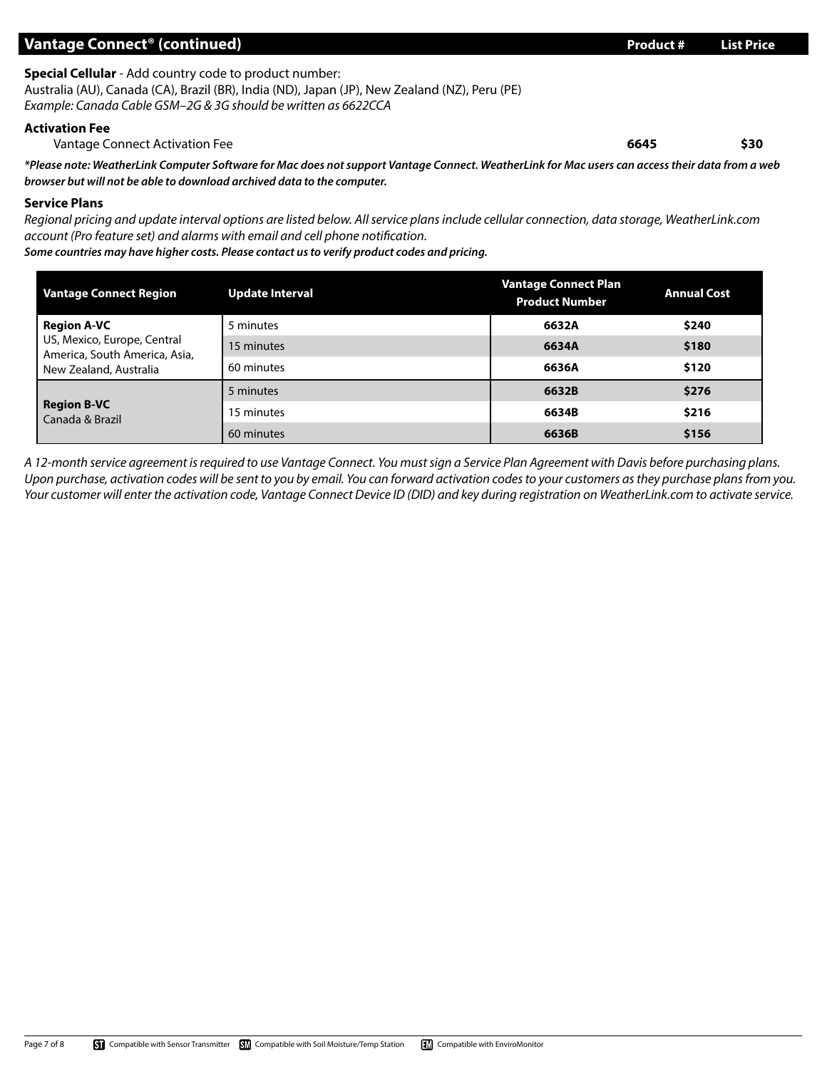## Vantage Connect® (continued)

Product # | List Price

**Special Cellular** - Add country code to product number:
Australia (AU), Canada (CA), Brazil (BR), India (ND), Japan (JP), New Zealand (NZ), Peru (PE)
*Example: Canada Cable GSM–2G & 3G should be written as 6622CCA*

**Activation Fee**

| | Product # | List Price |
|---|---|---|
| Vantage Connect Activation Fee | **6645** | **$30** |

***Please note: WeatherLink Computer Software for Mac does not support Vantage Connect. WeatherLink for Mac users can access their data from a web browser but will not be able to download archived data to the computer.***

**Service Plans**

*Regional pricing and update interval options are listed below. All service plans include cellular connection, data storage, WeatherLink.com account (Pro feature set) and alarms with email and cell phone notification.*
***Some countries may have higher costs. Please contact us to verify product codes and pricing.***

| Vantage Connect Region | Update Interval | Vantage Connect Plan Product Number | Annual Cost |
|---|---|---|---|
| **Region A-VC** US, Mexico, Europe, Central America, South America, Asia, New Zealand, Australia | 5 minutes | **6632A** | **$240** |
| | 15 minutes | **6634A** | **$180** |
| | 60 minutes | **6636A** | **$120** |
| **Region B-VC** Canada & Brazil | 5 minutes | **6632B** | **$276** |
| | 15 minutes | **6634B** | **$216** |
| | 60 minutes | **6636B** | **$156** |

*A 12-month service agreement is required to use Vantage Connect. You must sign a Service Plan Agreement with Davis before purchasing plans. Upon purchase, activation codes will be sent to you by email. You can forward activation codes to your customers as they purchase plans from you. Your customer will enter the activation code, Vantage Connect Device ID (DID) and key during registration on WeatherLink.com to activate service.*

ST Compatible with Sensor Transmitter SM Compatible with Soil Moisture/Temp Station EM Compatible with EnviroMonitor